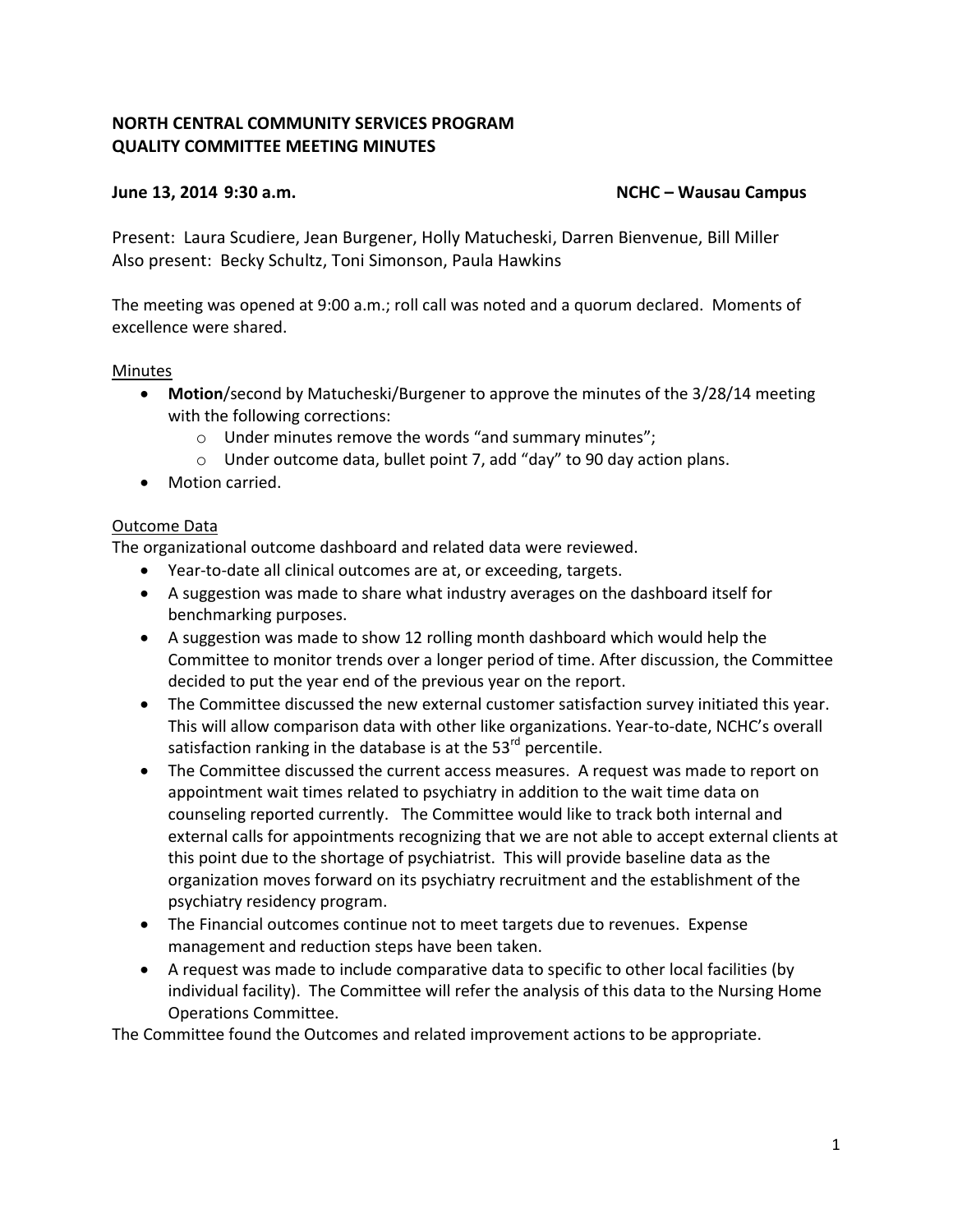**NORTH CENTRAL COMMUNITY SERVICES PROGRAM**
**QUALITY COMMITTEE MEETING MINUTES**

**June 13, 2014 9:30 a.m.** **NCHC – Wausau Campus**

Present: Laura Scudiere, Jean Burgener, Holly Matucheski, Darren Bienvenue, Bill Miller
Also present: Becky Schultz, Toni Simonson, Paula Hawkins

The meeting was opened at 9:00 a.m.; roll call was noted and a quorum declared. Moments of excellence were shared.

Minutes

- **Motion**/second by Matucheski/Burgener to approve the minutes of the 3/28/14 meeting with the following corrections:
  - Under minutes remove the words "and summary minutes";
  - Under outcome data, bullet point 7, add "day" to 90 day action plans.
- Motion carried.

Outcome Data

The organizational outcome dashboard and related data were reviewed.

- Year-to-date all clinical outcomes are at, or exceeding, targets.
- A suggestion was made to share what industry averages on the dashboard itself for benchmarking purposes.
- A suggestion was made to show 12 rolling month dashboard which would help the Committee to monitor trends over a longer period of time. After discussion, the Committee decided to put the year end of the previous year on the report.
- The Committee discussed the new external customer satisfaction survey initiated this year. This will allow comparison data with other like organizations. Year-to-date, NCHC's overall satisfaction ranking in the database is at the 53rd percentile.
- The Committee discussed the current access measures. A request was made to report on appointment wait times related to psychiatry in addition to the wait time data on counseling reported currently. The Committee would like to track both internal and external calls for appointments recognizing that we are not able to accept external clients at this point due to the shortage of psychiatrist. This will provide baseline data as the organization moves forward on its psychiatry recruitment and the establishment of the psychiatry residency program.
- The Financial outcomes continue not to meet targets due to revenues. Expense management and reduction steps have been taken.
- A request was made to include comparative data to specific to other local facilities (by individual facility). The Committee will refer the analysis of this data to the Nursing Home Operations Committee.

The Committee found the Outcomes and related improvement actions to be appropriate.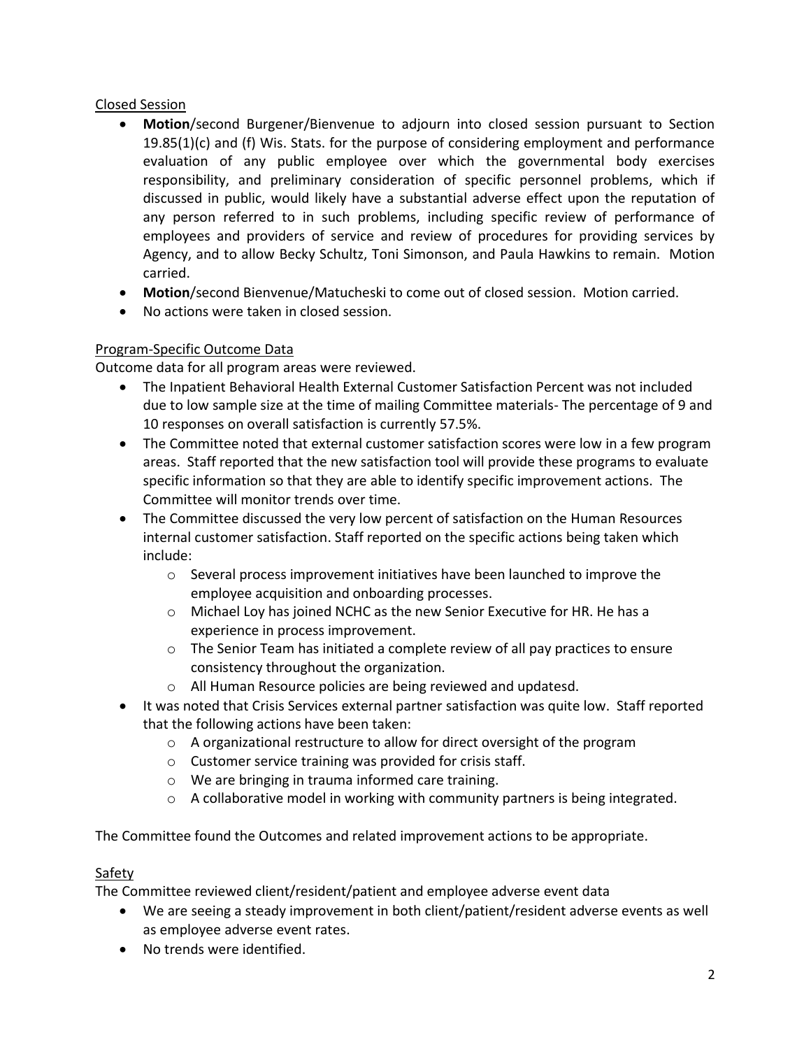<u>Closed Session</u>

- **Motion**/second Burgener/Bienvenue to adjourn into closed session pursuant to Section 19.85(1)(c) and (f) Wis. Stats. for the purpose of considering employment and performance evaluation of any public employee over which the governmental body exercises responsibility, and preliminary consideration of specific personnel problems, which if discussed in public, would likely have a substantial adverse effect upon the reputation of any person referred to in such problems, including specific review of performance of employees and providers of service and review of procedures for providing services by Agency, and to allow Becky Schultz, Toni Simonson, and Paula Hawkins to remain. Motion carried.
- **Motion**/second Bienvenue/Matucheski to come out of closed session. Motion carried.
- No actions were taken in closed session.

<u>Program-Specific Outcome Data</u>

Outcome data for all program areas were reviewed.

- The Inpatient Behavioral Health External Customer Satisfaction Percent was not included due to low sample size at the time of mailing Committee materials- The percentage of 9 and 10 responses on overall satisfaction is currently 57.5%.
- The Committee noted that external customer satisfaction scores were low in a few program areas. Staff reported that the new satisfaction tool will provide these programs to evaluate specific information so that they are able to identify specific improvement actions. The Committee will monitor trends over time.
- The Committee discussed the very low percent of satisfaction on the Human Resources internal customer satisfaction. Staff reported on the specific actions being taken which include:
  - Several process improvement initiatives have been launched to improve the employee acquisition and onboarding processes.
  - Michael Loy has joined NCHC as the new Senior Executive for HR. He has a experience in process improvement.
  - The Senior Team has initiated a complete review of all pay practices to ensure consistency throughout the organization.
  - All Human Resource policies are being reviewed and updatesd.
- It was noted that Crisis Services external partner satisfaction was quite low. Staff reported that the following actions have been taken:
  - A organizational restructure to allow for direct oversight of the program
  - Customer service training was provided for crisis staff.
  - We are bringing in trauma informed care training.
  - A collaborative model in working with community partners is being integrated.

The Committee found the Outcomes and related improvement actions to be appropriate.

<u>Safety</u>

The Committee reviewed client/resident/patient and employee adverse event data

- We are seeing a steady improvement in both client/patient/resident adverse events as well as employee adverse event rates.
- No trends were identified.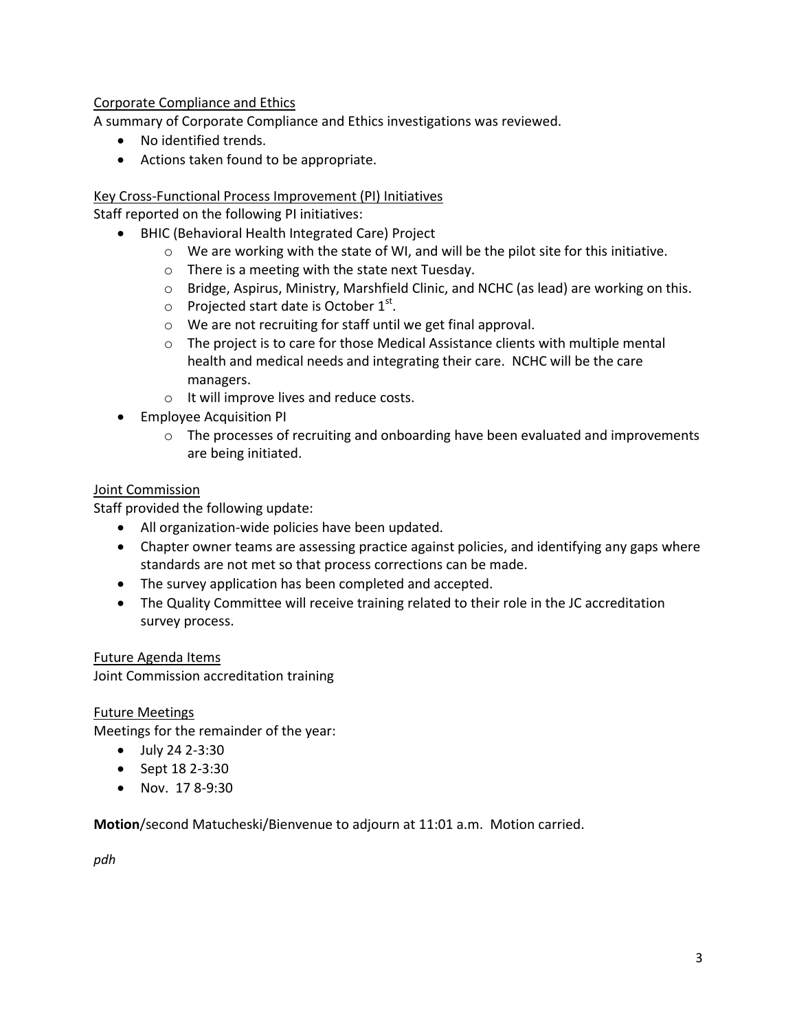Corporate Compliance and Ethics

A summary of Corporate Compliance and Ethics investigations was reviewed.

- No identified trends.
- Actions taken found to be appropriate.

Key Cross-Functional Process Improvement (PI) Initiatives

Staff reported on the following PI initiatives:

- BHIC (Behavioral Health Integrated Care) Project
  - We are working with the state of WI, and will be the pilot site for this initiative.
  - There is a meeting with the state next Tuesday.
  - Bridge, Aspirus, Ministry, Marshfield Clinic, and NCHC (as lead) are working on this.
  - Projected start date is October 1st.
  - We are not recruiting for staff until we get final approval.
  - The project is to care for those Medical Assistance clients with multiple mental health and medical needs and integrating their care. NCHC will be the care managers.
  - It will improve lives and reduce costs.
- Employee Acquisition PI
  - The processes of recruiting and onboarding have been evaluated and improvements are being initiated.

Joint Commission

Staff provided the following update:

- All organization-wide policies have been updated.
- Chapter owner teams are assessing practice against policies, and identifying any gaps where standards are not met so that process corrections can be made.
- The survey application has been completed and accepted.
- The Quality Committee will receive training related to their role in the JC accreditation survey process.

Future Agenda Items

Joint Commission accreditation training

Future Meetings

Meetings for the remainder of the year:

- July 24 2-3:30
- Sept 18 2-3:30
- Nov. 17 8-9:30

**Motion**/second Matucheski/Bienvenue to adjourn at 11:01 a.m. Motion carried.

*pdh*